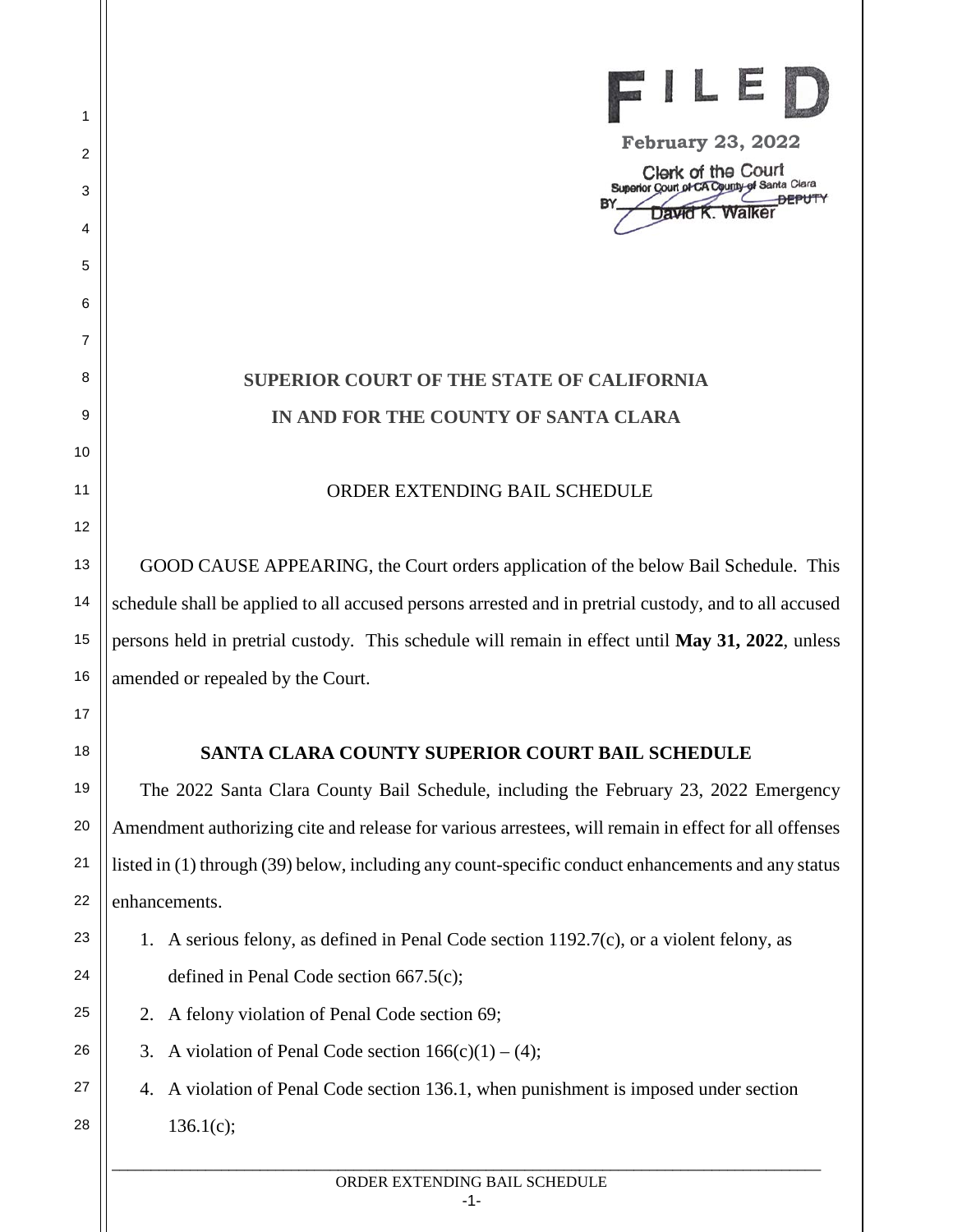FILED

February 23, 2022

Clerk of the Court
Superior Court of CA County of Santa Clara
BY David K. Walker DEPUTY

**SUPERIOR COURT OF THE STATE OF CALIFORNIA**

**IN AND FOR THE COUNTY OF SANTA CLARA**

ORDER EXTENDING BAIL SCHEDULE

GOOD CAUSE APPEARING, the Court orders application of the below Bail Schedule. This schedule shall be applied to all accused persons arrested and in pretrial custody, and to all accused persons held in pretrial custody. This schedule will remain in effect until **May 31, 2022**, unless amended or repealed by the Court.

**SANTA CLARA COUNTY SUPERIOR COURT BAIL SCHEDULE**

The 2022 Santa Clara County Bail Schedule, including the February 23, 2022 Emergency Amendment authorizing cite and release for various arrestees, will remain in effect for all offenses listed in (1) through (39) below, including any count-specific conduct enhancements and any status enhancements.

1. A serious felony, as defined in Penal Code section 1192.7(c), or a violent felony, as defined in Penal Code section 667.5(c);
2. A felony violation of Penal Code section 69;
3. A violation of Penal Code section 166(c)(1) – (4);
4. A violation of Penal Code section 136.1, when punishment is imposed under section 136.1(c);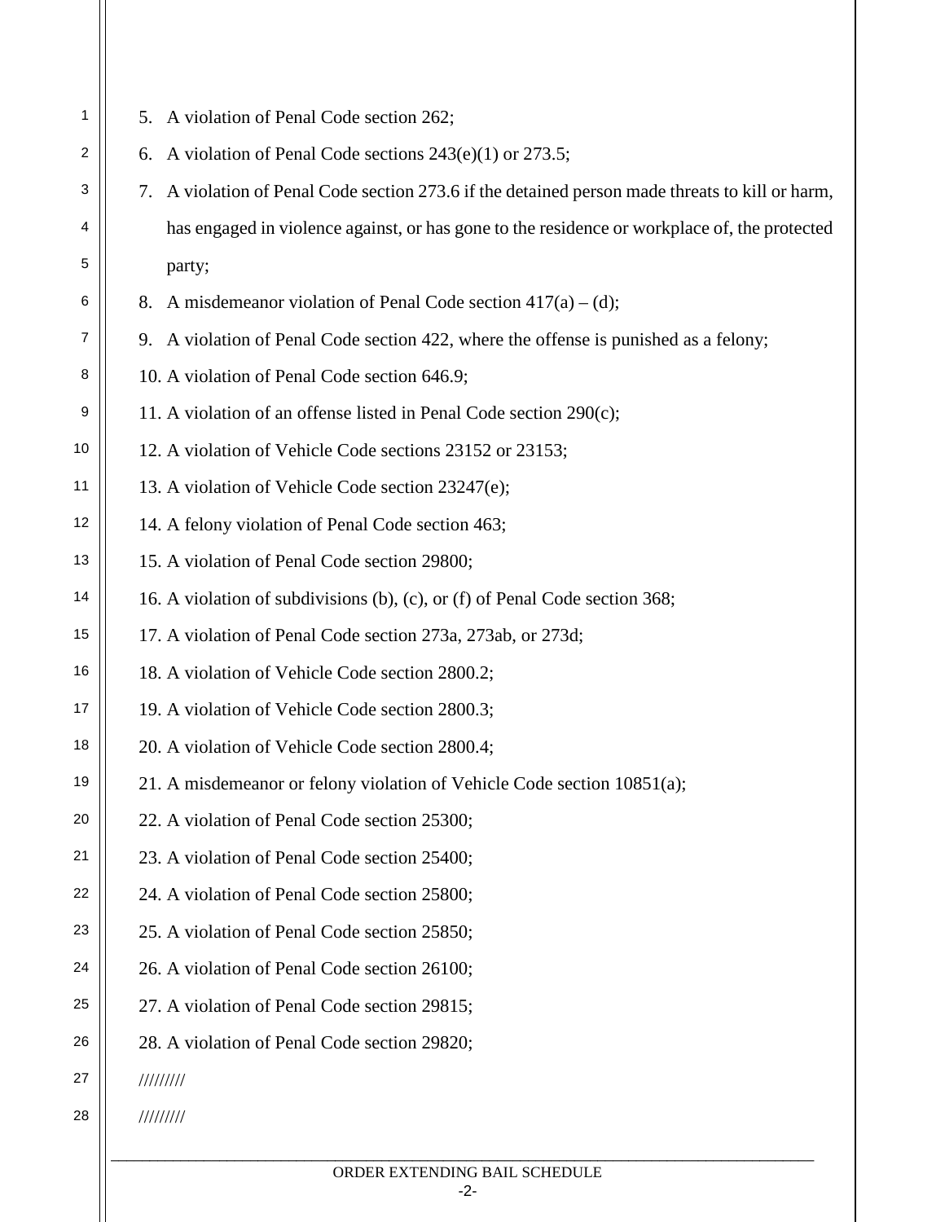5. A violation of Penal Code section 262;
6. A violation of Penal Code sections 243(e)(1) or 273.5;
7. A violation of Penal Code section 273.6 if the detained person made threats to kill or harm, has engaged in violence against, or has gone to the residence or workplace of, the protected party;
8. A misdemeanor violation of Penal Code section 417(a) – (d);
9. A violation of Penal Code section 422, where the offense is punished as a felony;
10. A violation of Penal Code section 646.9;
11. A violation of an offense listed in Penal Code section 290(c);
12. A violation of Vehicle Code sections 23152 or 23153;
13. A violation of Vehicle Code section 23247(e);
14. A felony violation of Penal Code section 463;
15. A violation of Penal Code section 29800;
16. A violation of subdivisions (b), (c), or (f) of Penal Code section 368;
17. A violation of Penal Code section 273a, 273ab, or 273d;
18. A violation of Vehicle Code section 2800.2;
19. A violation of Vehicle Code section 2800.3;
20. A violation of Vehicle Code section 2800.4;
21. A misdemeanor or felony violation of Vehicle Code section 10851(a);
22. A violation of Penal Code section 25300;
23. A violation of Penal Code section 25400;
24. A violation of Penal Code section 25800;
25. A violation of Penal Code section 25850;
26. A violation of Penal Code section 26100;
27. A violation of Penal Code section 29815;
28. A violation of Penal Code section 29820;

/////////

/////////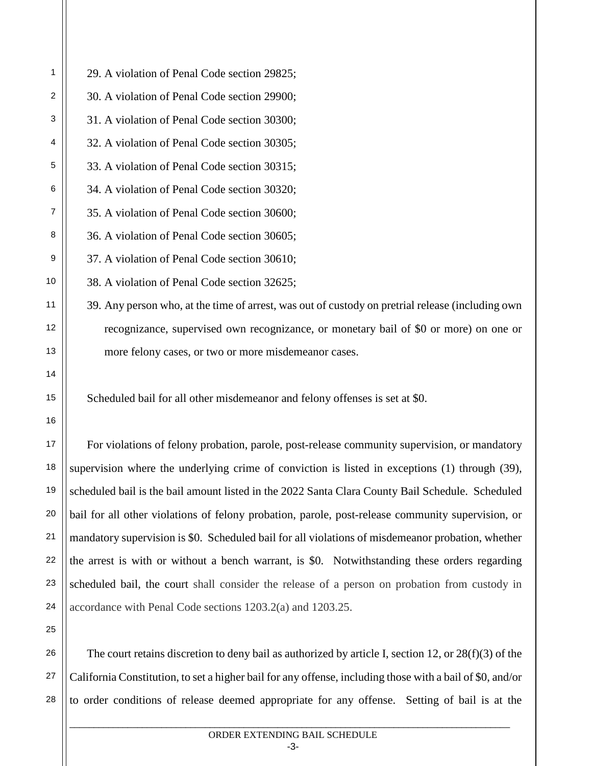29. A violation of Penal Code section 29825;
30. A violation of Penal Code section 29900;
31. A violation of Penal Code section 30300;
32. A violation of Penal Code section 30305;
33. A violation of Penal Code section 30315;
34. A violation of Penal Code section 30320;
35. A violation of Penal Code section 30600;
36. A violation of Penal Code section 30605;
37. A violation of Penal Code section 30610;
38. A violation of Penal Code section 32625;
39. Any person who, at the time of arrest, was out of custody on pretrial release (including own recognizance, supervised own recognizance, or monetary bail of $0 or more) on one or more felony cases, or two or more misdemeanor cases.

Scheduled bail for all other misdemeanor and felony offenses is set at $0.

For violations of felony probation, parole, post-release community supervision, or mandatory supervision where the underlying crime of conviction is listed in exceptions (1) through (39), scheduled bail is the bail amount listed in the 2022 Santa Clara County Bail Schedule. Scheduled bail for all other violations of felony probation, parole, post-release community supervision, or mandatory supervision is $0. Scheduled bail for all violations of misdemeanor probation, whether the arrest is with or without a bench warrant, is $0. Notwithstanding these orders regarding scheduled bail, the court shall consider the release of a person on probation from custody in accordance with Penal Code sections 1203.2(a) and 1203.25.

The court retains discretion to deny bail as authorized by article I, section 12, or 28(f)(3) of the California Constitution, to set a higher bail for any offense, including those with a bail of $0, and/or to order conditions of release deemed appropriate for any offense. Setting of bail is at the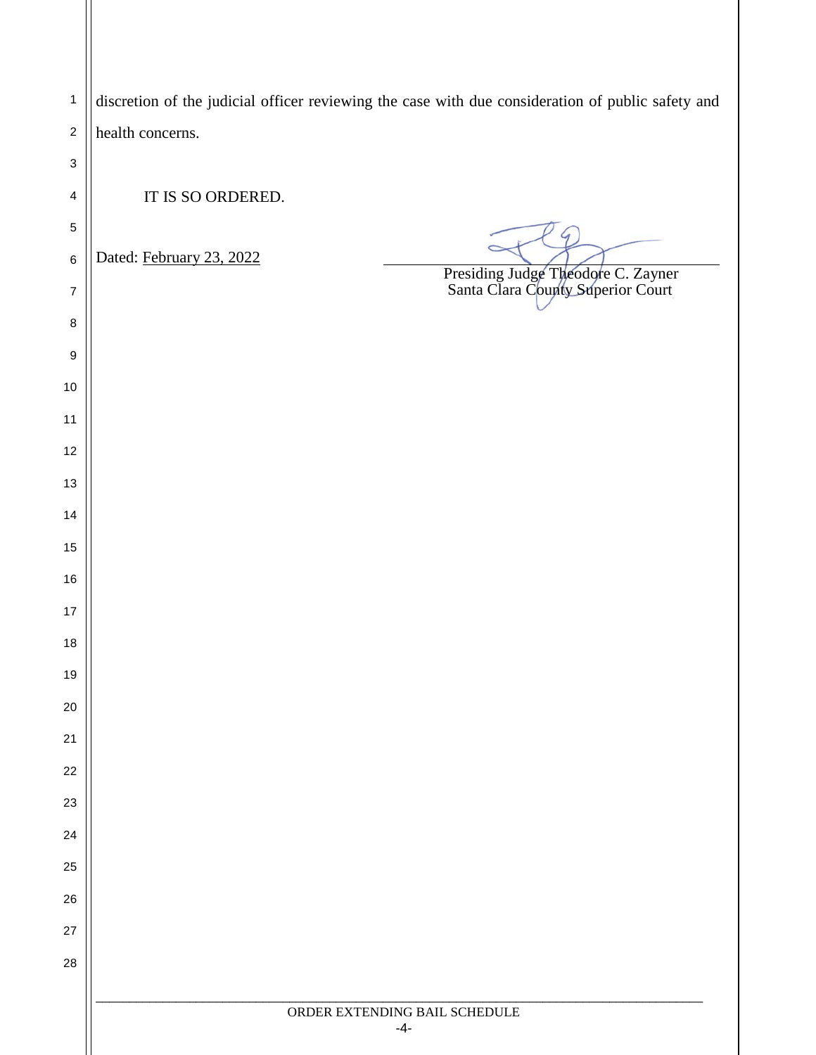discretion of the judicial officer reviewing the case with due consideration of public safety and health concerns.

IT IS SO ORDERED.

Dated: February 23, 2022

Presiding Judge Theodore C. Zayner
Santa Clara County Superior Court

ORDER EXTENDING BAIL SCHEDULE